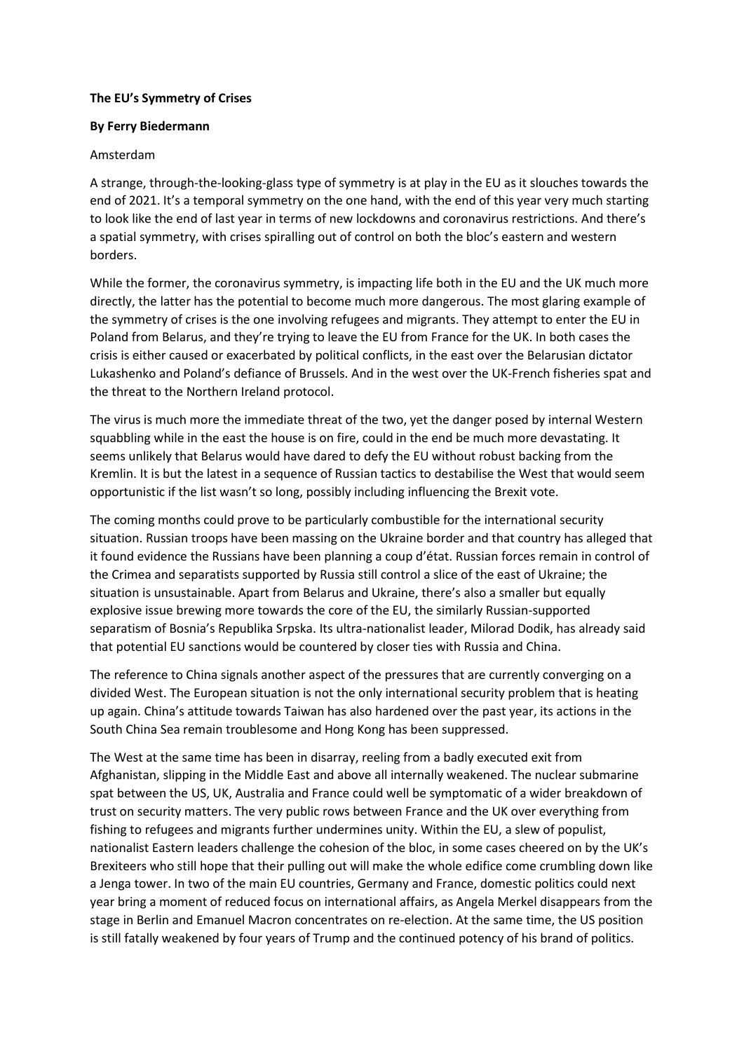**The EU's Symmetry of Crises**

**By Ferry Biedermann**

Amsterdam

A strange, through-the-looking-glass type of symmetry is at play in the EU as it slouches towards the end of 2021. It's a temporal symmetry on the one hand, with the end of this year very much starting to look like the end of last year in terms of new lockdowns and coronavirus restrictions. And there's a spatial symmetry, with crises spiralling out of control on both the bloc's eastern and western borders.

While the former, the coronavirus symmetry, is impacting life both in the EU and the UK much more directly, the latter has the potential to become much more dangerous. The most glaring example of the symmetry of crises is the one involving refugees and migrants. They attempt to enter the EU in Poland from Belarus, and they're trying to leave the EU from France for the UK. In both cases the crisis is either caused or exacerbated by political conflicts, in the east over the Belarusian dictator Lukashenko and Poland's defiance of Brussels. And in the west over the UK-French fisheries spat and the threat to the Northern Ireland protocol.

The virus is much more the immediate threat of the two, yet the danger posed by internal Western squabbling while in the east the house is on fire, could in the end be much more devastating. It seems unlikely that Belarus would have dared to defy the EU without robust backing from the Kremlin. It is but the latest in a sequence of Russian tactics to destabilise the West that would seem opportunistic if the list wasn't so long, possibly including influencing the Brexit vote.

The coming months could prove to be particularly combustible for the international security situation. Russian troops have been massing on the Ukraine border and that country has alleged that it found evidence the Russians have been planning a coup d'état. Russian forces remain in control of the Crimea and separatists supported by Russia still control a slice of the east of Ukraine; the situation is unsustainable. Apart from Belarus and Ukraine, there's also a smaller but equally explosive issue brewing more towards the core of the EU, the similarly Russian-supported separatism of Bosnia's Republika Srpska. Its ultra-nationalist leader, Milorad Dodik, has already said that potential EU sanctions would be countered by closer ties with Russia and China.

The reference to China signals another aspect of the pressures that are currently converging on a divided West. The European situation is not the only international security problem that is heating up again. China's attitude towards Taiwan has also hardened over the past year, its actions in the South China Sea remain troublesome and Hong Kong has been suppressed.

The West at the same time has been in disarray, reeling from a badly executed exit from Afghanistan, slipping in the Middle East and above all internally weakened. The nuclear submarine spat between the US, UK, Australia and France could well be symptomatic of a wider breakdown of trust on security matters. The very public rows between France and the UK over everything from fishing to refugees and migrants further undermines unity. Within the EU, a slew of populist, nationalist Eastern leaders challenge the cohesion of the bloc, in some cases cheered on by the UK's Brexiteers who still hope that their pulling out will make the whole edifice come crumbling down like a Jenga tower. In two of the main EU countries, Germany and France, domestic politics could next year bring a moment of reduced focus on international affairs, as Angela Merkel disappears from the stage in Berlin and Emanuel Macron concentrates on re-election. At the same time, the US position is still fatally weakened by four years of Trump and the continued potency of his brand of politics.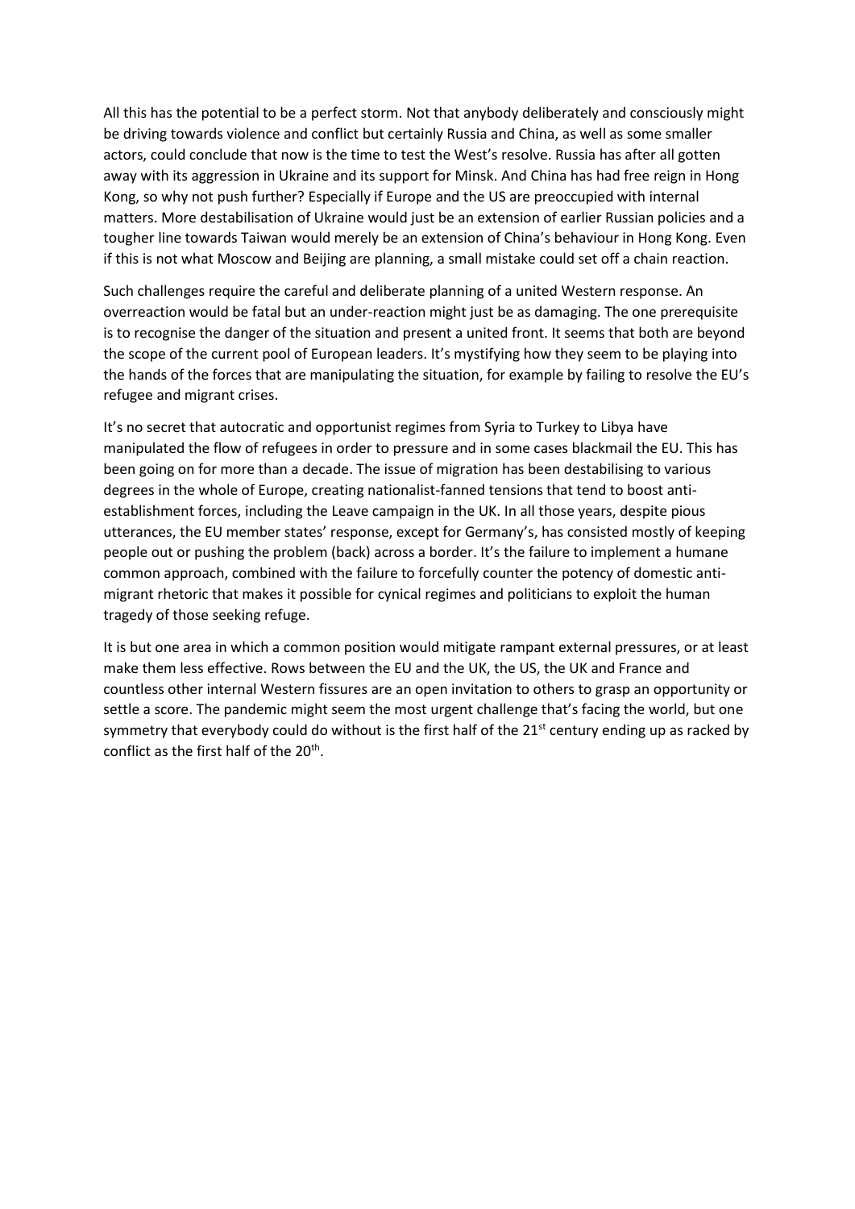All this has the potential to be a perfect storm. Not that anybody deliberately and consciously might be driving towards violence and conflict but certainly Russia and China, as well as some smaller actors, could conclude that now is the time to test the West's resolve. Russia has after all gotten away with its aggression in Ukraine and its support for Minsk. And China has had free reign in Hong Kong, so why not push further? Especially if Europe and the US are preoccupied with internal matters. More destabilisation of Ukraine would just be an extension of earlier Russian policies and a tougher line towards Taiwan would merely be an extension of China's behaviour in Hong Kong. Even if this is not what Moscow and Beijing are planning, a small mistake could set off a chain reaction.

Such challenges require the careful and deliberate planning of a united Western response. An overreaction would be fatal but an under-reaction might just be as damaging. The one prerequisite is to recognise the danger of the situation and present a united front. It seems that both are beyond the scope of the current pool of European leaders. It's mystifying how they seem to be playing into the hands of the forces that are manipulating the situation, for example by failing to resolve the EU's refugee and migrant crises.

It's no secret that autocratic and opportunist regimes from Syria to Turkey to Libya have manipulated the flow of refugees in order to pressure and in some cases blackmail the EU. This has been going on for more than a decade. The issue of migration has been destabilising to various degrees in the whole of Europe, creating nationalist-fanned tensions that tend to boost anti-establishment forces, including the Leave campaign in the UK. In all those years, despite pious utterances, the EU member states' response, except for Germany's, has consisted mostly of keeping people out or pushing the problem (back) across a border. It's the failure to implement a humane common approach, combined with the failure to forcefully counter the potency of domestic anti-migrant rhetoric that makes it possible for cynical regimes and politicians to exploit the human tragedy of those seeking refuge.

It is but one area in which a common position would mitigate rampant external pressures, or at least make them less effective. Rows between the EU and the UK, the US, the UK and France and countless other internal Western fissures are an open invitation to others to grasp an opportunity or settle a score. The pandemic might seem the most urgent challenge that's facing the world, but one symmetry that everybody could do without is the first half of the 21st century ending up as racked by conflict as the first half of the 20th.